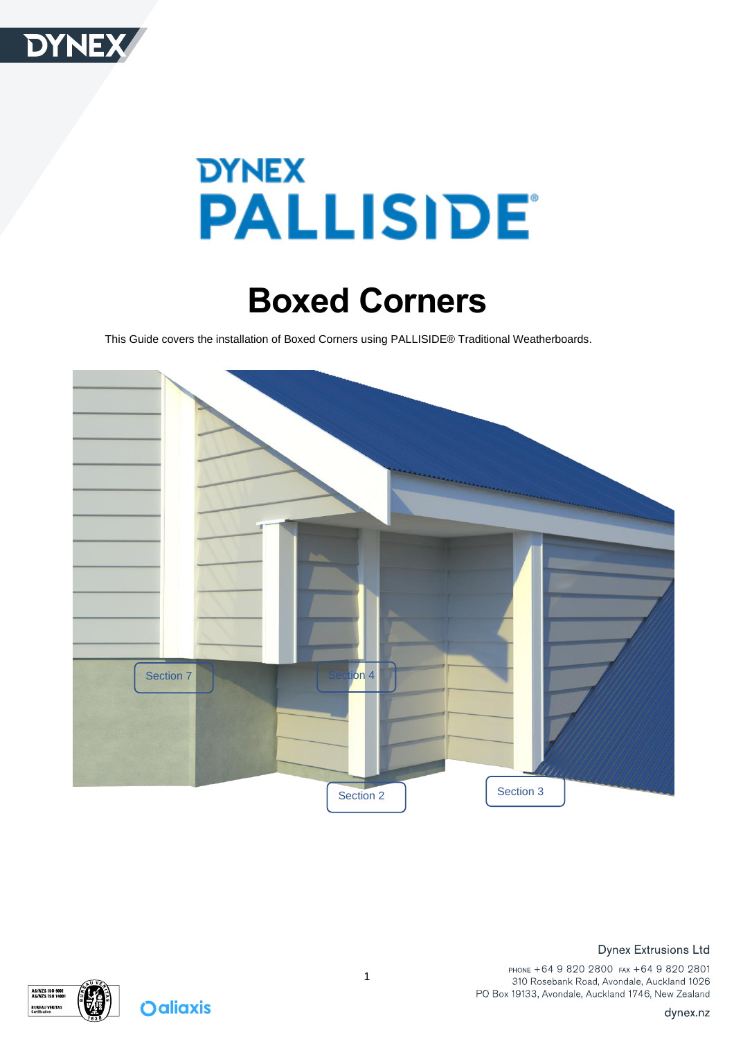# DYNEX PALLISIDE®

# Boxed Corners

This Guide covers the installation of Boxed Corners using PALLISIDE® Traditional Weatherboards.

Section 7

Section 4

Section 2

Section 3

Dynex Extrusions Ltd

PHONE +64 9 820 2800 FAX +64 9 820 2801
310 Rosebank Road, Avondale, Auckland 1026
PO Box 19133, Avondale, Auckland 1746, New Zealand

dynex.nz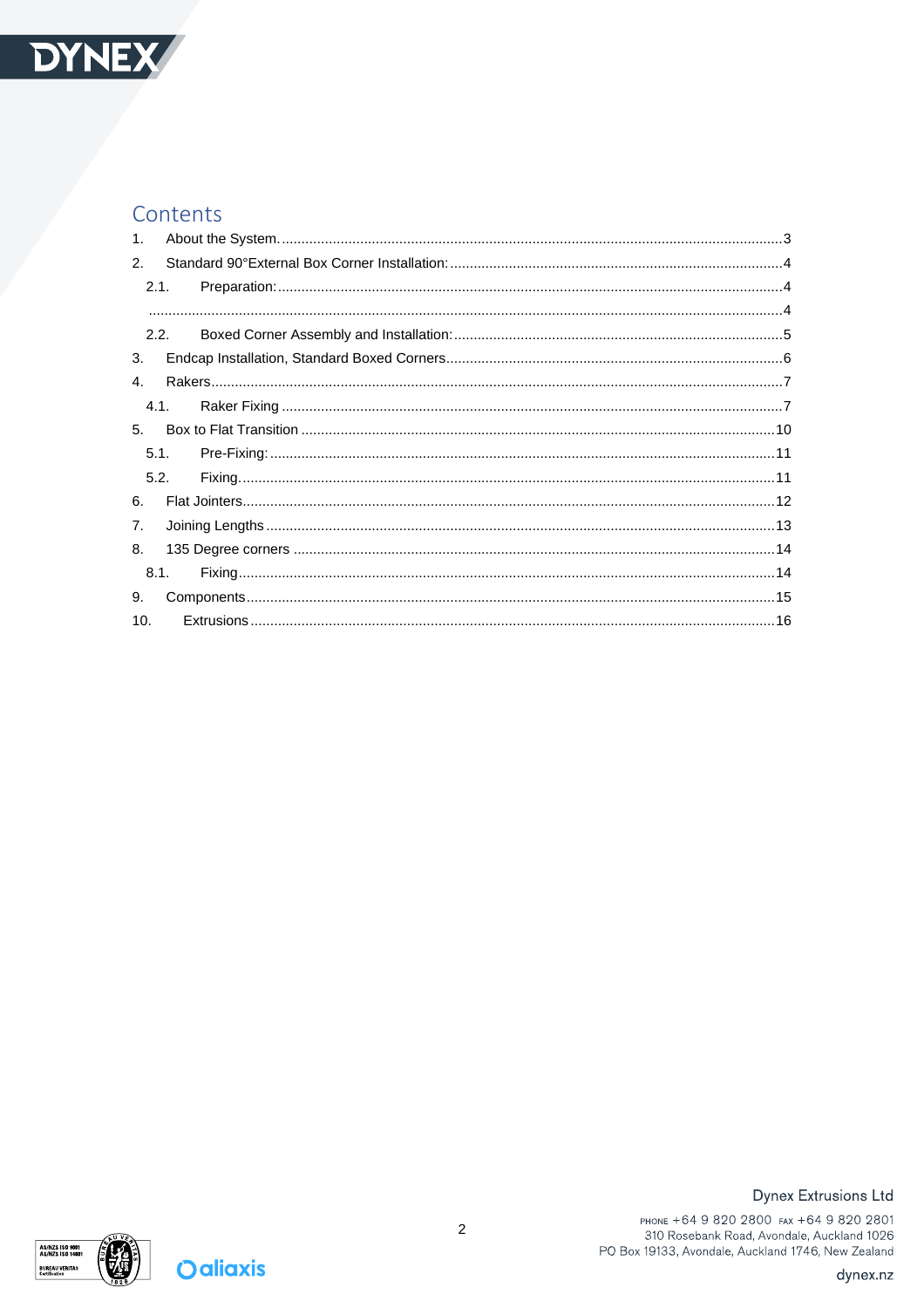# Contents

1. About the System. ....................................................................................................................3
2. Standard 90°External Box Corner Installation: ...........................................................................4
   2.1. Preparation: ........................................................................................................................4
   ..........................................................................................................................................4
   2.2. Boxed Corner Assembly and Installation: ...........................................................................5
3. Endcap Installation, Standard Boxed Corners.............................................................................6
4. Rakers........................................................................................................................................7
   4.1. Raker Fixing .........................................................................................................................7
5. Box to Flat Transition ................................................................................................................10
   5.1. Pre-Fixing: ..........................................................................................................................11
   5.2. Fixing. .................................................................................................................................11
6. Flat Jointers...............................................................................................................................12
7. Joining Lengths .........................................................................................................................13
8. 135 Degree corners ..................................................................................................................14
   8.1. Fixing..................................................................................................................................14
9. Components..............................................................................................................................15
10. Extrusions ...............................................................................................................................16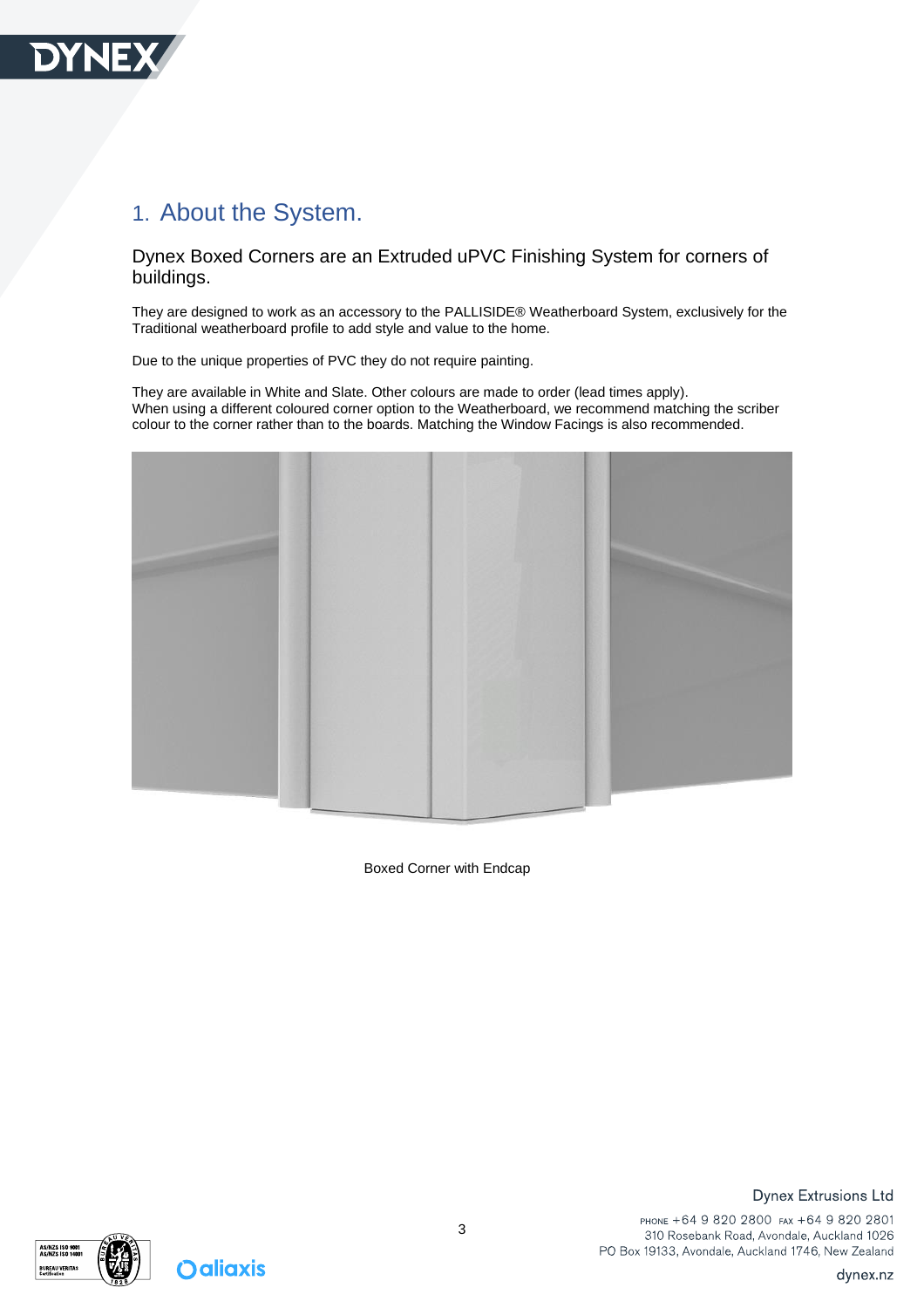# 1. About the System.

## Dynex Boxed Corners are an Extruded uPVC Finishing System for corners of buildings.

They are designed to work as an accessory to the PALLISIDE® Weatherboard System, exclusively for the Traditional weatherboard profile to add style and value to the home.

Due to the unique properties of PVC they do not require painting.

They are available in White and Slate. Other colours are made to order (lead times apply).
When using a different coloured corner option to the Weatherboard, we recommend matching the scriber colour to the corner rather than to the boards. Matching the Window Facings is also recommended.

Boxed Corner with Endcap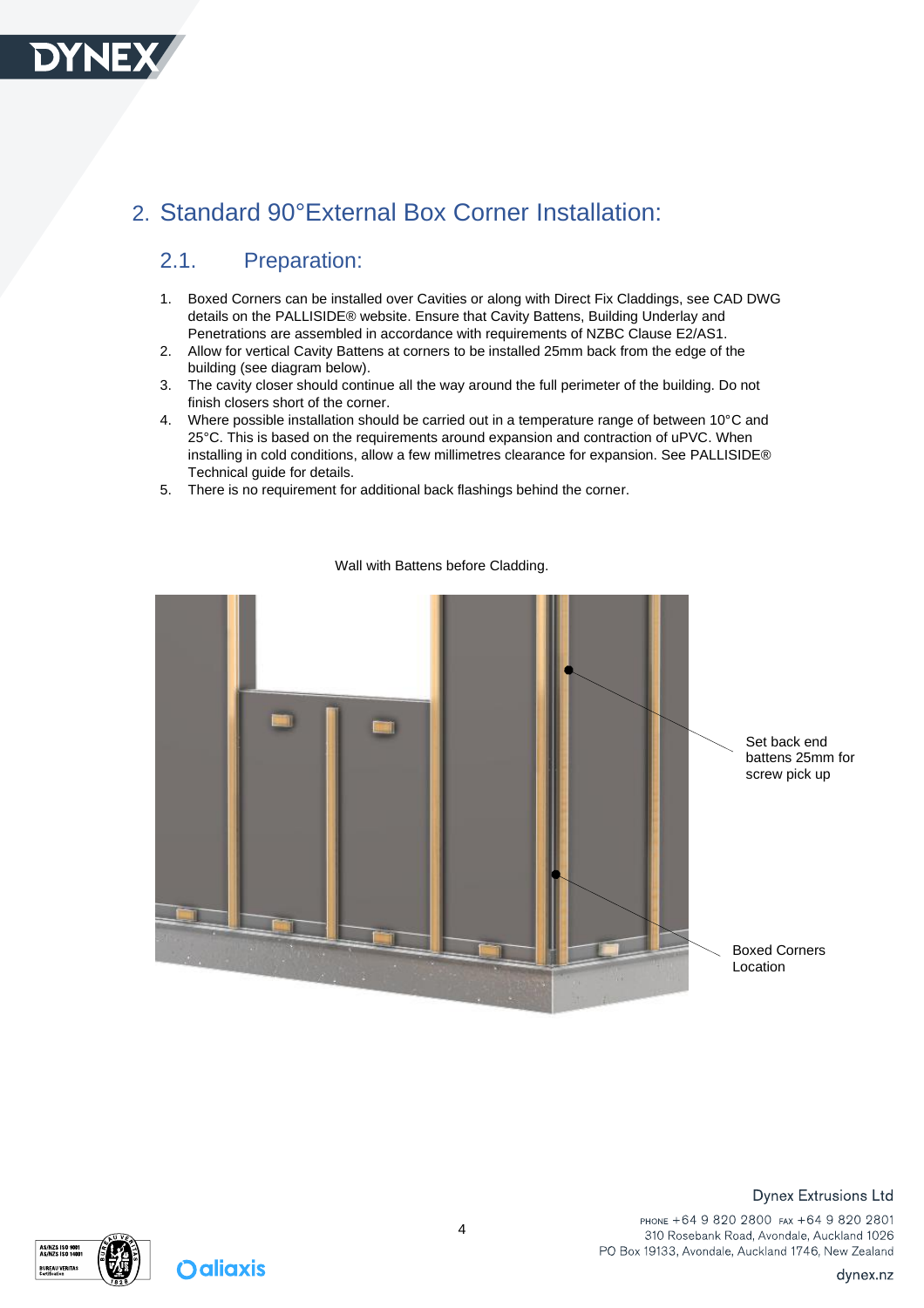## 2. Standard 90°External Box Corner Installation:

### 2.1. Preparation:

1. Boxed Corners can be installed over Cavities or along with Direct Fix Claddings, see CAD DWG details on the PALLISIDE® website. Ensure that Cavity Battens, Building Underlay and Penetrations are assembled in accordance with requirements of NZBC Clause E2/AS1.
2. Allow for vertical Cavity Battens at corners to be installed 25mm back from the edge of the building (see diagram below).
3. The cavity closer should continue all the way around the full perimeter of the building. Do not finish closers short of the corner.
4. Where possible installation should be carried out in a temperature range of between 10°C and 25°C. This is based on the requirements around expansion and contraction of uPVC. When installing in cold conditions, allow a few millimetres clearance for expansion. See PALLISIDE® Technical guide for details.
5. There is no requirement for additional back flashings behind the corner.

Wall with Battens before Cladding.

Set back end battens 25mm for screw pick up

Boxed Corners Location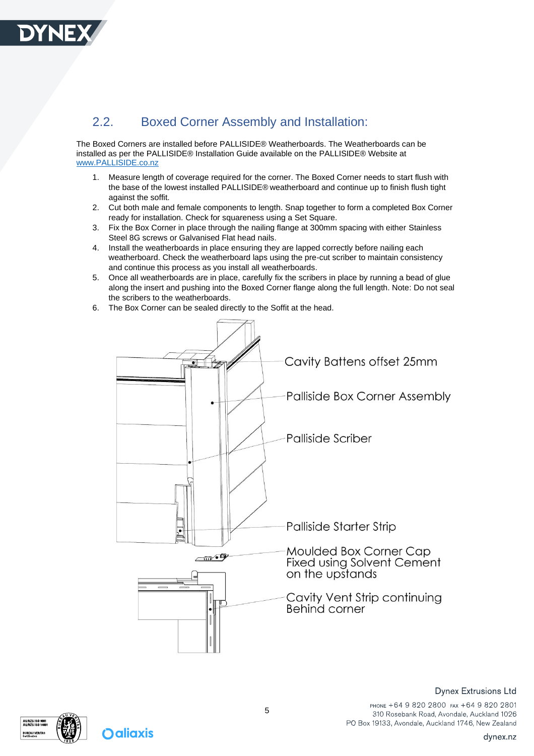## 2.2. Boxed Corner Assembly and Installation:

The Boxed Corners are installed before PALLISIDE® Weatherboards. The Weatherboards can be installed as per the PALLISIDE® Installation Guide available on the PALLISIDE® Website at www.PALLISIDE.co.nz

1. Measure length of coverage required for the corner. The Boxed Corner needs to start flush with the base of the lowest installed PALLISIDE® weatherboard and continue up to finish flush tight against the soffit.
2. Cut both male and female components to length. Snap together to form a completed Box Corner ready for installation. Check for squareness using a Set Square.
3. Fix the Box Corner in place through the nailing flange at 300mm spacing with either Stainless Steel 8G screws or Galvanised Flat head nails.
4. Install the weatherboards in place ensuring they are lapped correctly before nailing each weatherboard. Check the weatherboard laps using the pre-cut scriber to maintain consistency and continue this process as you install all weatherboards.
5. Once all weatherboards are in place, carefully fix the scribers in place by running a bead of glue along the insert and pushing into the Boxed Corner flange along the full length. Note: Do not seal the scribers to the weatherboards.
6. The Box Corner can be sealed directly to the Soffit at the head.

Cavity Battens offset 25mm

Palliside Box Corner Assembly

Palliside Scriber

Palliside Starter Strip

Moulded Box Corner Cap Fixed using Solvent Cement on the upstands

Cavity Vent Strip continuing Behind corner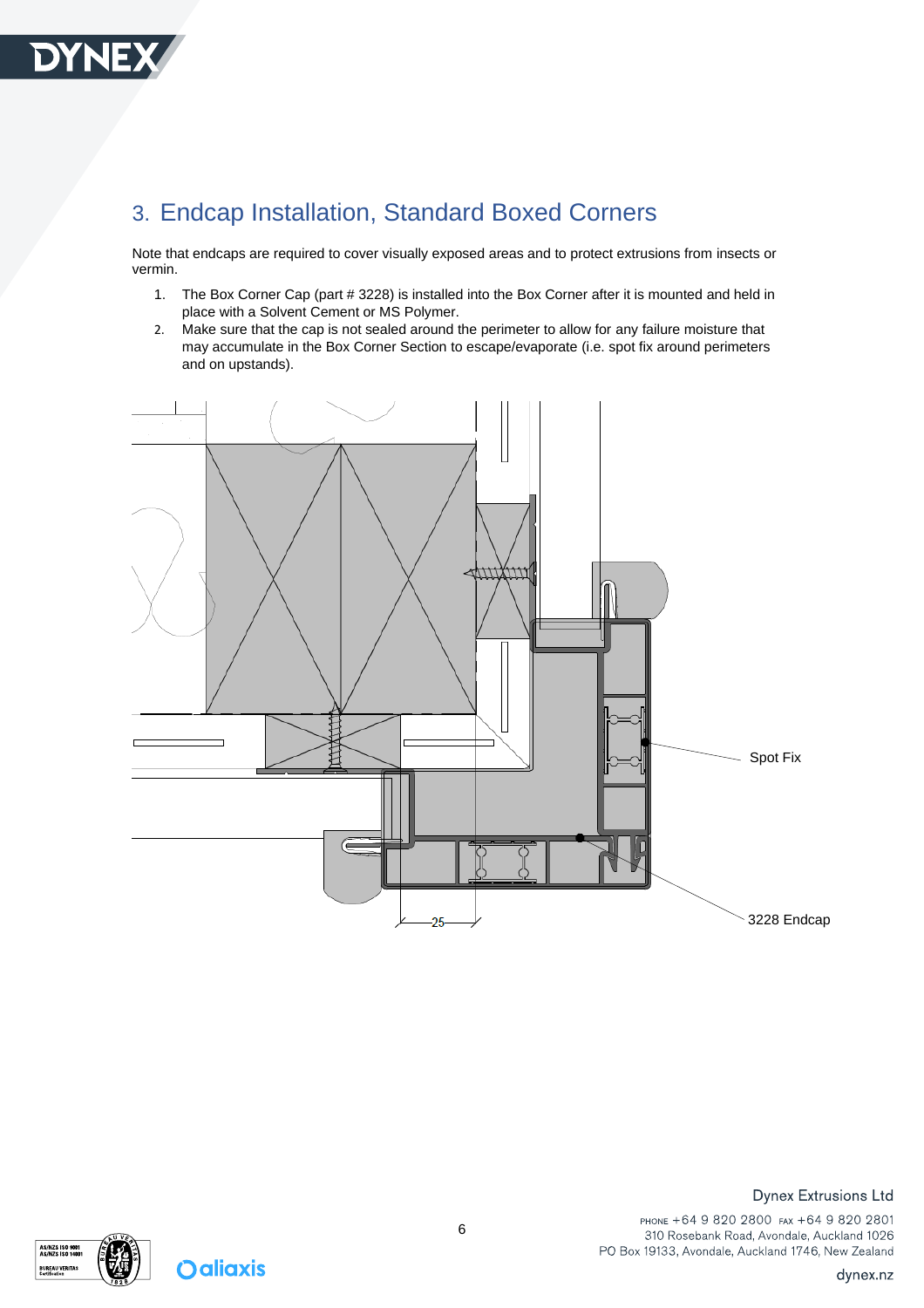## 3. Endcap Installation, Standard Boxed Corners

Note that endcaps are required to cover visually exposed areas and to protect extrusions from insects or vermin.

1. The Box Corner Cap (part # 3228) is installed into the Box Corner after it is mounted and held in place with a Solvent Cement or MS Polymer.
2. Make sure that the cap is not sealed around the perimeter to allow for any failure moisture that may accumulate in the Box Corner Section to escape/evaporate (i.e. spot fix around perimeters and on upstands).

Spot Fix

3228 Endcap

25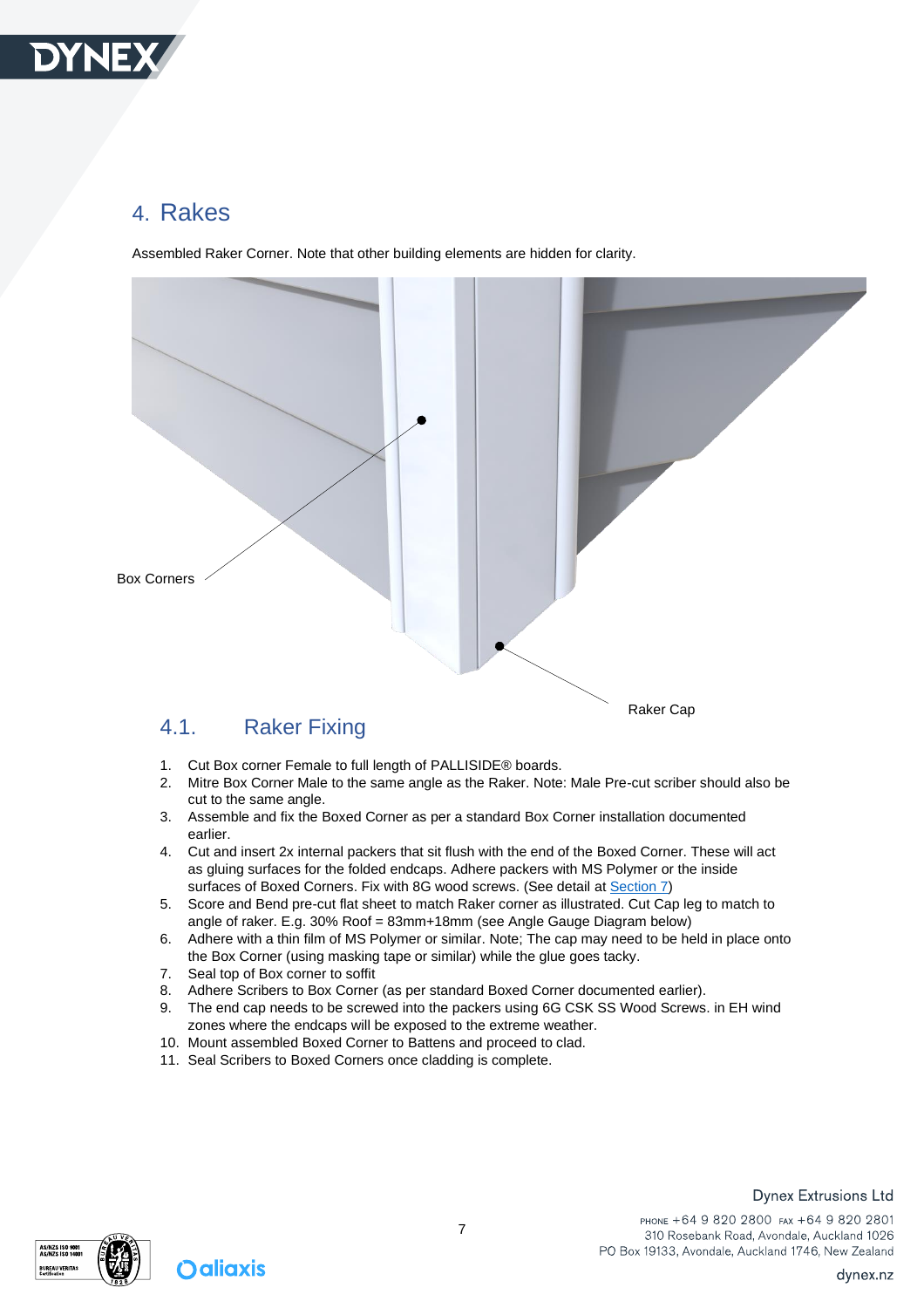# 4. Rakes

Assembled Raker Corner. Note that other building elements are hidden for clarity.

Box Corners

Raker Cap

## 4.1. Raker Fixing

1. Cut Box corner Female to full length of PALLISIDE® boards.
2. Mitre Box Corner Male to the same angle as the Raker. Note: Male Pre-cut scriber should also be cut to the same angle.
3. Assemble and fix the Boxed Corner as per a standard Box Corner installation documented earlier.
4. Cut and insert 2x internal packers that sit flush with the end of the Boxed Corner. These will act as gluing surfaces for the folded endcaps. Adhere packers with MS Polymer or the inside surfaces of Boxed Corners. Fix with 8G wood screws. (See detail at Section 7)
5. Score and Bend pre-cut flat sheet to match Raker corner as illustrated. Cut Cap leg to match to angle of raker. E.g. 30% Roof = 83mm+18mm (see Angle Gauge Diagram below)
6. Adhere with a thin film of MS Polymer or similar. Note; The cap may need to be held in place onto the Box Corner (using masking tape or similar) while the glue goes tacky.
7. Seal top of Box corner to soffit
8. Adhere Scribers to Box Corner (as per standard Boxed Corner documented earlier).
9. The end cap needs to be screwed into the packers using 6G CSK SS Wood Screws. in EH wind zones where the endcaps will be exposed to the extreme weather.
10. Mount assembled Boxed Corner to Battens and proceed to clad.
11. Seal Scribers to Boxed Corners once cladding is complete.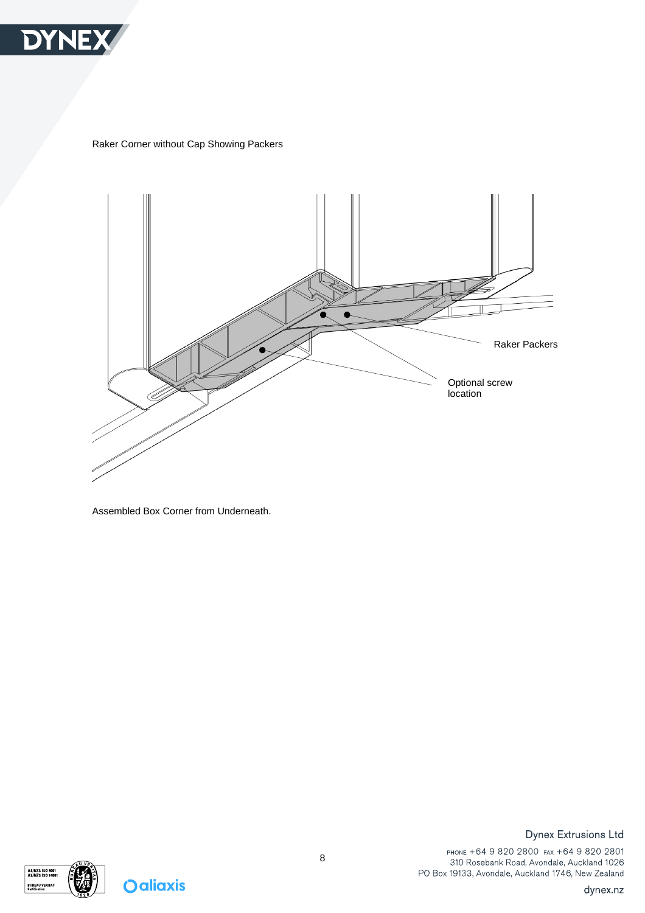Raker Corner without Cap Showing Packers

Raker Packers

Optional screw location

Assembled Box Corner from Underneath.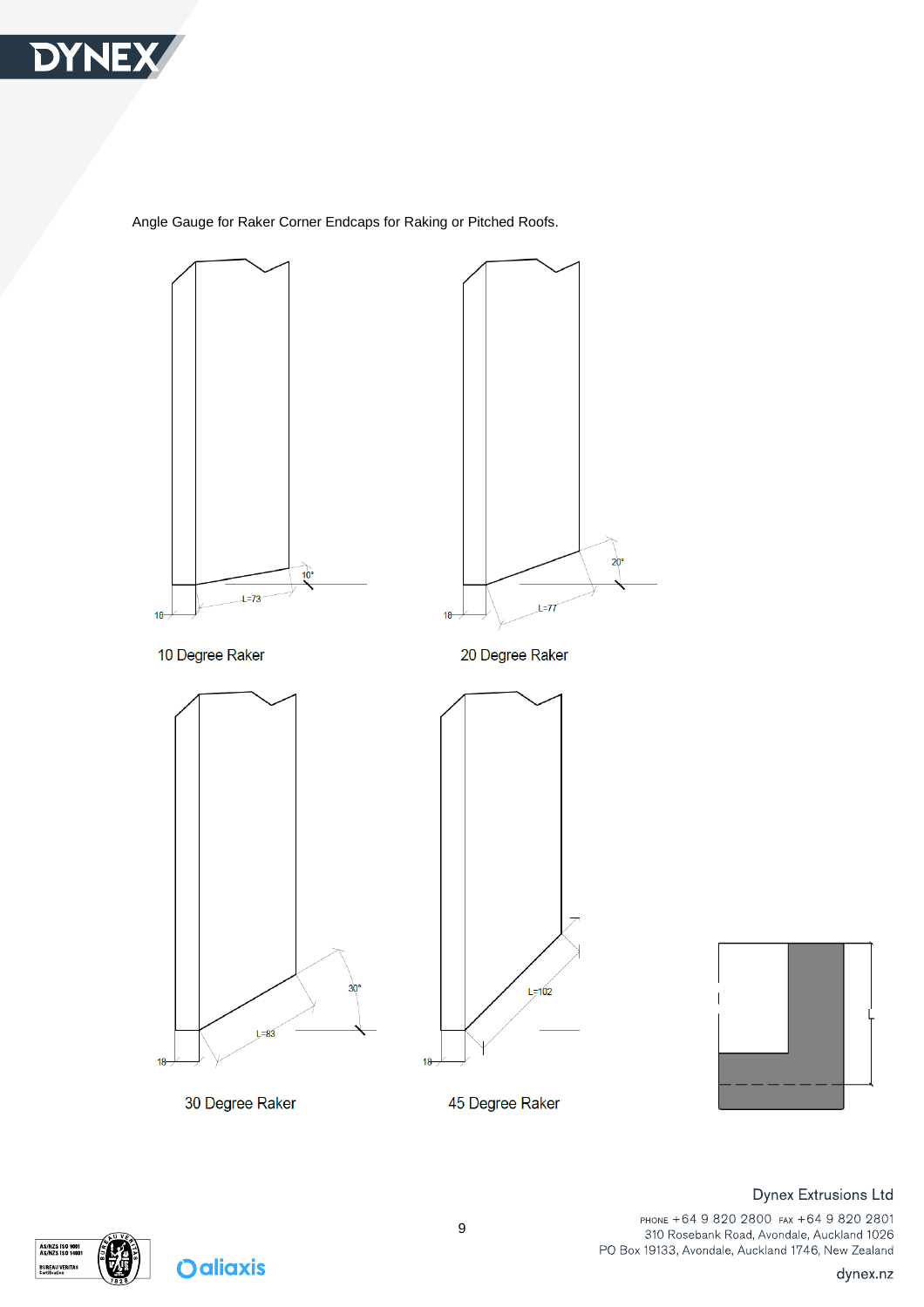Angle Gauge for Raker Corner Endcaps for Raking or Pitched Roofs.

10°

L=73

18

10 Degree Raker

20°

L=77

18

20 Degree Raker

30°

L=83

18

30 Degree Raker

L=102

18

45 Degree Raker

L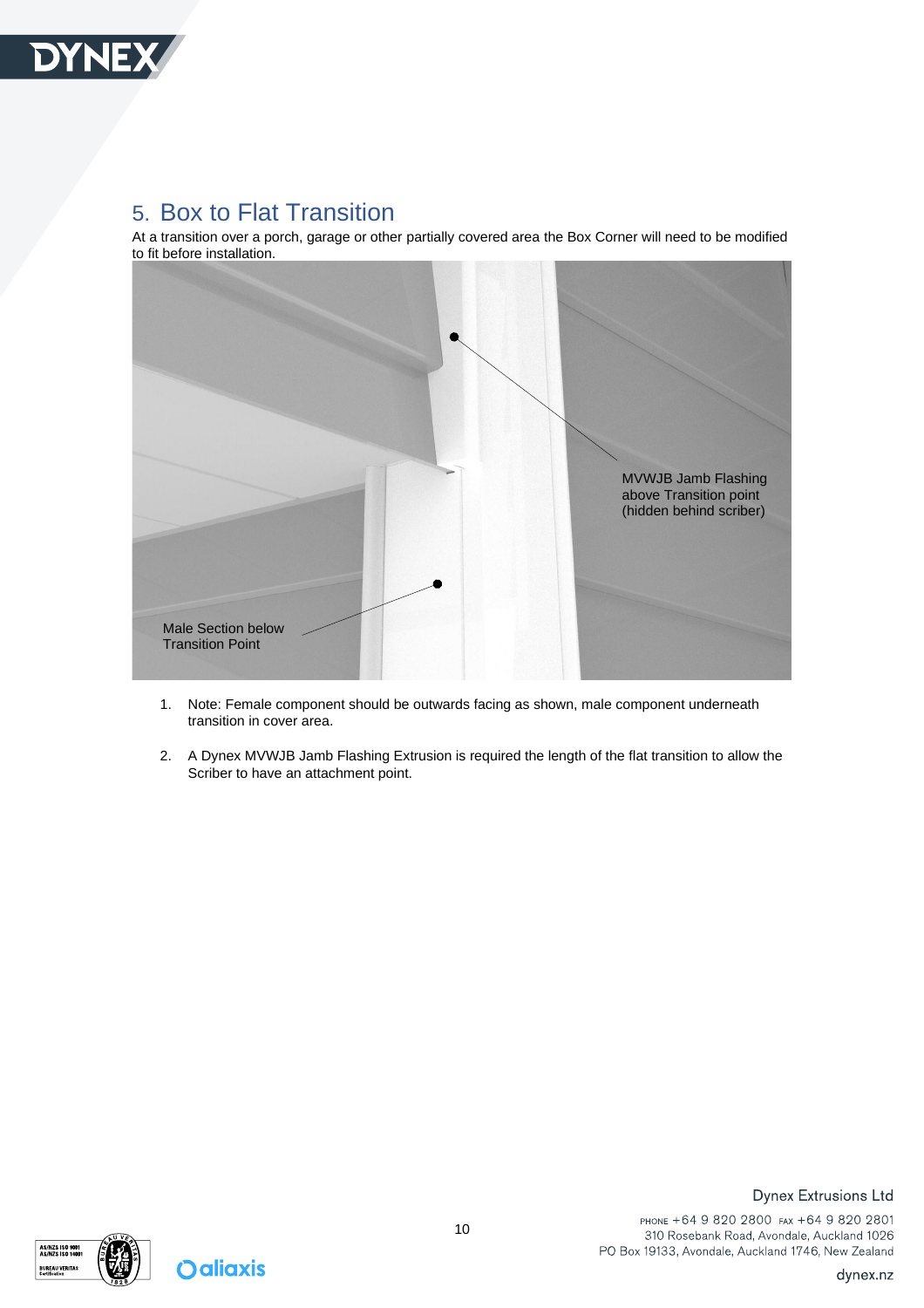## 5. Box to Flat Transition

At a transition over a porch, garage or other partially covered area the Box Corner will need to be modified to fit before installation.

MVWJB Jamb Flashing above Transition point (hidden behind scriber)

Male Section below Transition Point

1. Note: Female component should be outwards facing as shown, male component underneath transition in cover area.

2. A Dynex MVWJB Jamb Flashing Extrusion is required the length of the flat transition to allow the Scriber to have an attachment point.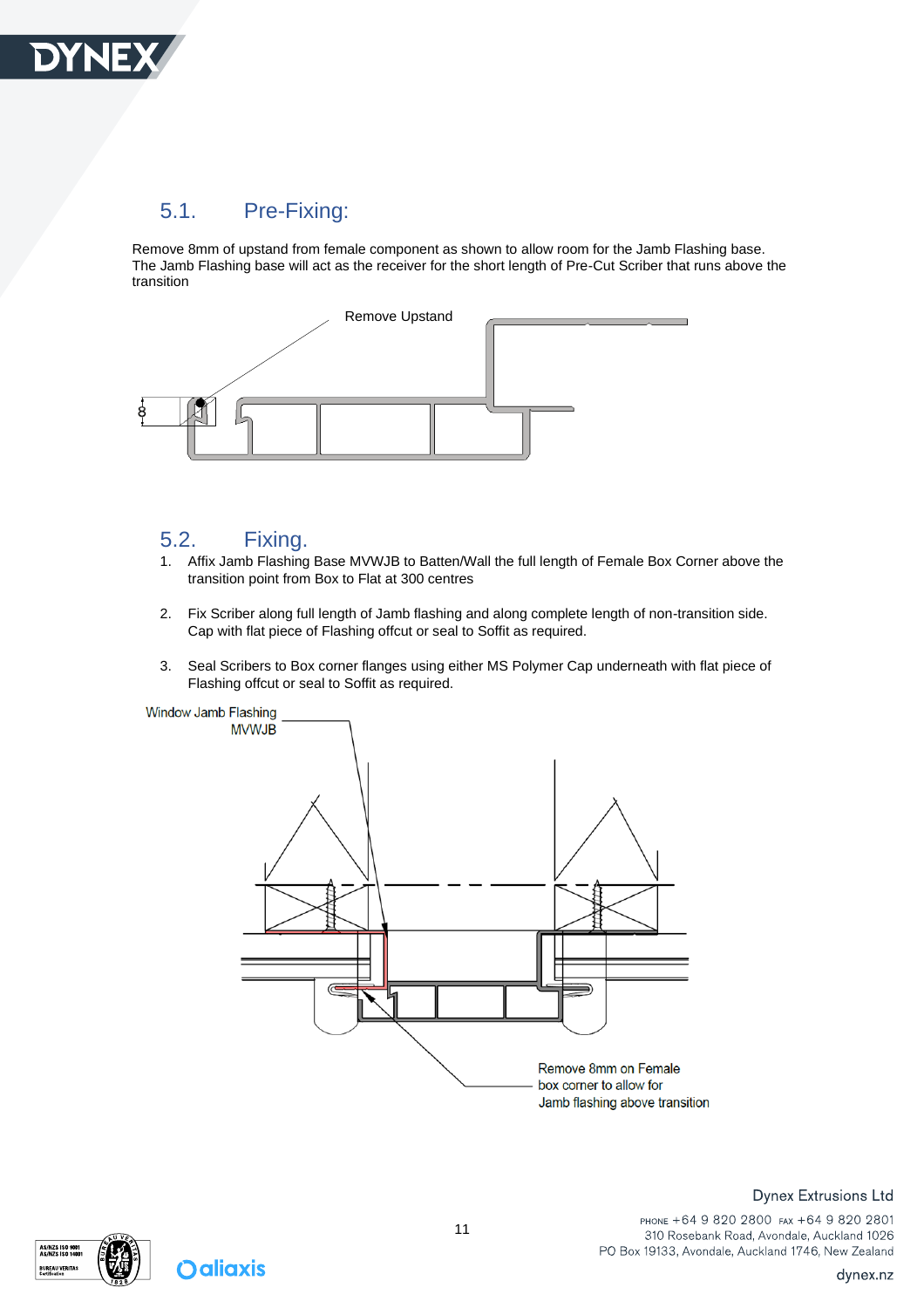## 5.1. Pre-Fixing:

Remove 8mm of upstand from female component as shown to allow room for the Jamb Flashing base. The Jamb Flashing base will act as the receiver for the short length of Pre-Cut Scriber that runs above the transition

Remove Upstand

8

## 5.2. Fixing.

1. Affix Jamb Flashing Base MVWJB to Batten/Wall the full length of Female Box Corner above the transition point from Box to Flat at 300 centres

2. Fix Scriber along full length of Jamb flashing and along complete length of non-transition side. Cap with flat piece of Flashing offcut or seal to Soffit as required.

3. Seal Scribers to Box corner flanges using either MS Polymer Cap underneath with flat piece of Flashing offcut or seal to Soffit as required.

Window Jamb Flashing MVWJB

Remove 8mm on Female box corner to allow for Jamb flashing above transition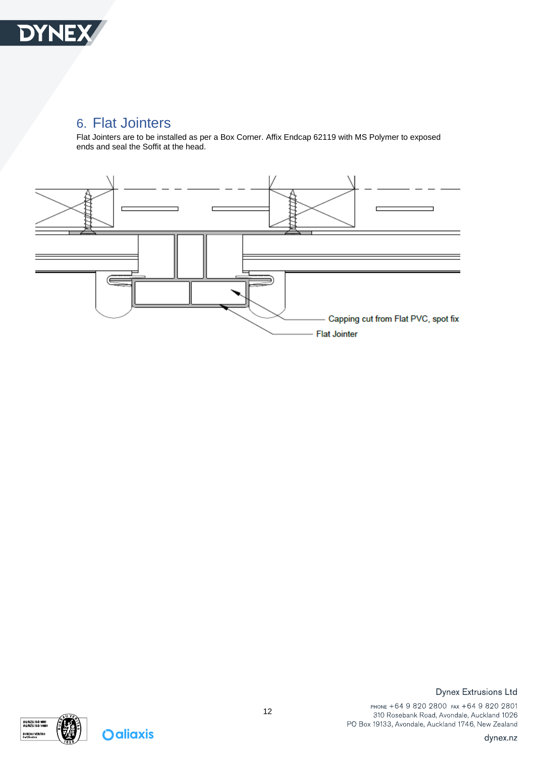## 6. Flat Jointers

Flat Jointers are to be installed as per a Box Corner. Affix Endcap 62119 with MS Polymer to exposed ends and seal the Soffit at the head.

Capping cut from Flat PVC, spot fix

Flat Jointer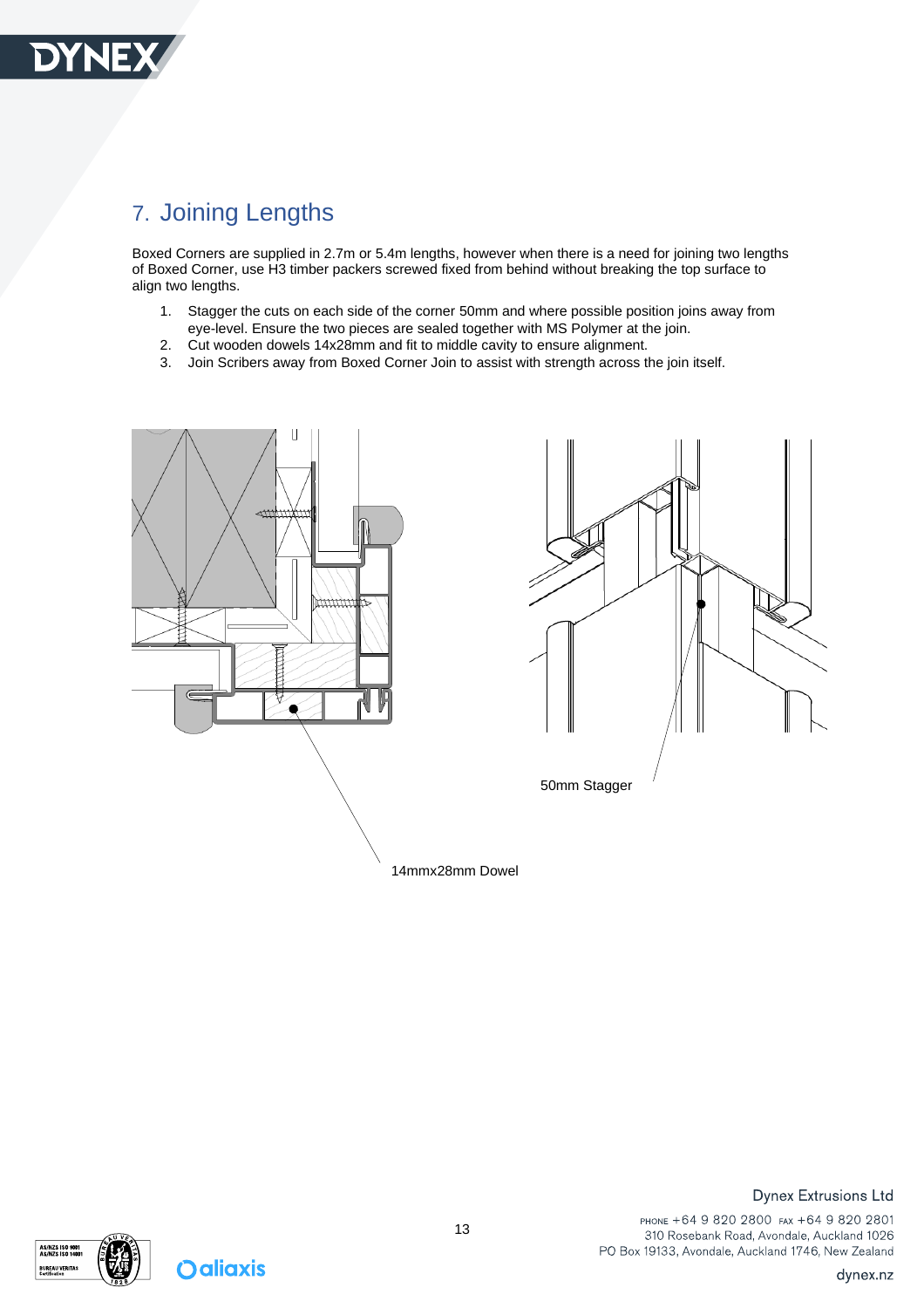## 7. Joining Lengths

Boxed Corners are supplied in 2.7m or 5.4m lengths, however when there is a need for joining two lengths of Boxed Corner, use H3 timber packers screwed fixed from behind without breaking the top surface to align two lengths.

1. Stagger the cuts on each side of the corner 50mm and where possible position joins away from eye-level. Ensure the two pieces are sealed together with MS Polymer at the join.
2. Cut wooden dowels 14x28mm and fit to middle cavity to ensure alignment.
3. Join Scribers away from Boxed Corner Join to assist with strength across the join itself.

50mm Stagger

14mmx28mm Dowel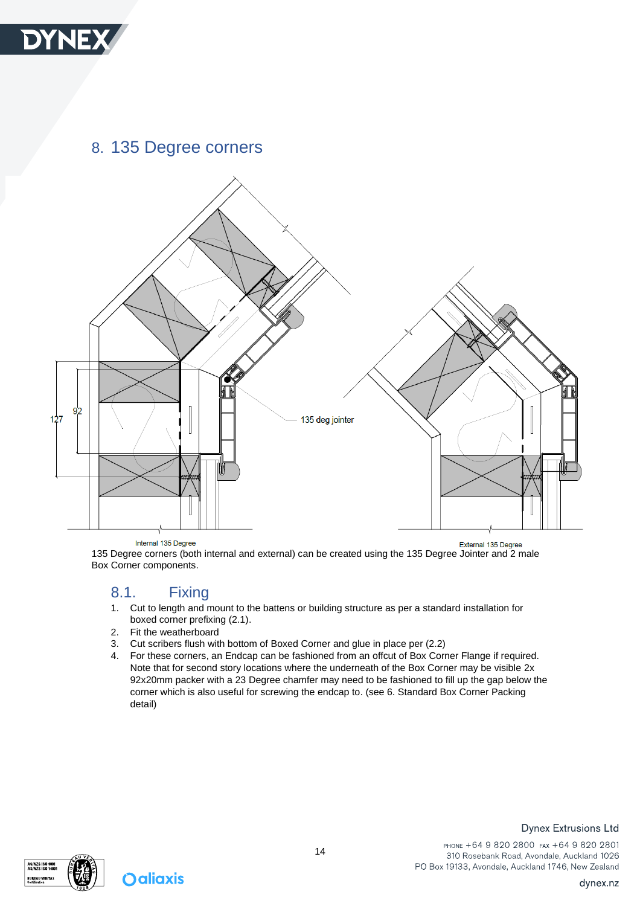## 8. 135 Degree corners

Internal 135 Degree

External 135 Degree

135 Degree corners (both internal and external) can be created using the 135 Degree Jointer and 2 male Box Corner components.

### 8.1. Fixing

1. Cut to length and mount to the battens or building structure as per a standard installation for boxed corner prefixing (2.1).
2. Fit the weatherboard
3. Cut scribers flush with bottom of Boxed Corner and glue in place per (2.2)
4. For these corners, an Endcap can be fashioned from an offcut of Box Corner Flange if required. Note that for second story locations where the underneath of the Box Corner may be visible 2x 92x20mm packer with a 23 Degree chamfer may need to be fashioned to fill up the gap below the corner which is also useful for screwing the endcap to. (see 6. Standard Box Corner Packing detail)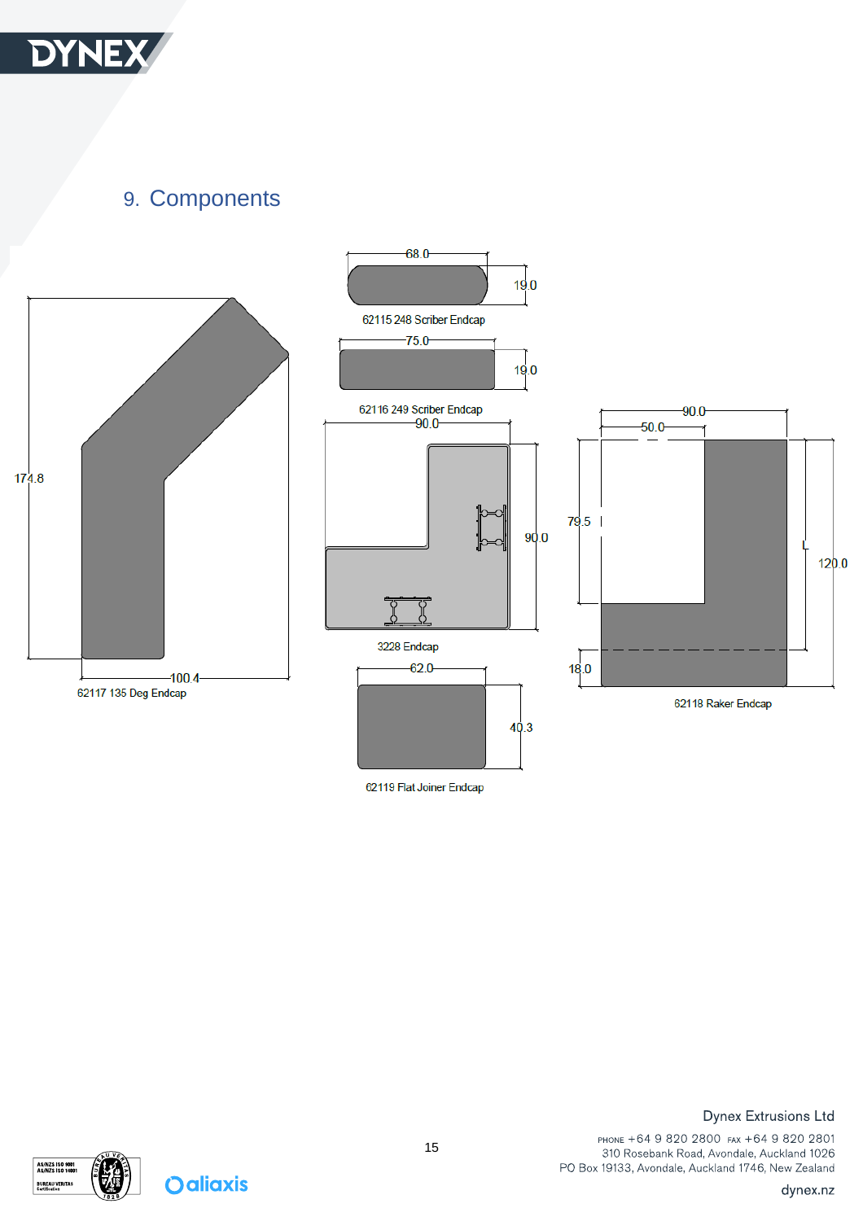## 9. Components

68.0

19.0

62115 248 Scriber Endcap

75.0

19.0

62116 249 Scriber Endcap

174.8

100.4

62117 135 Deg Endcap

90.0

90.0

3228 Endcap

62.0

40.3

62119 Flat Joiner Endcap

90.0

50.0

79.5

L

120.0

18.0

62118 Raker Endcap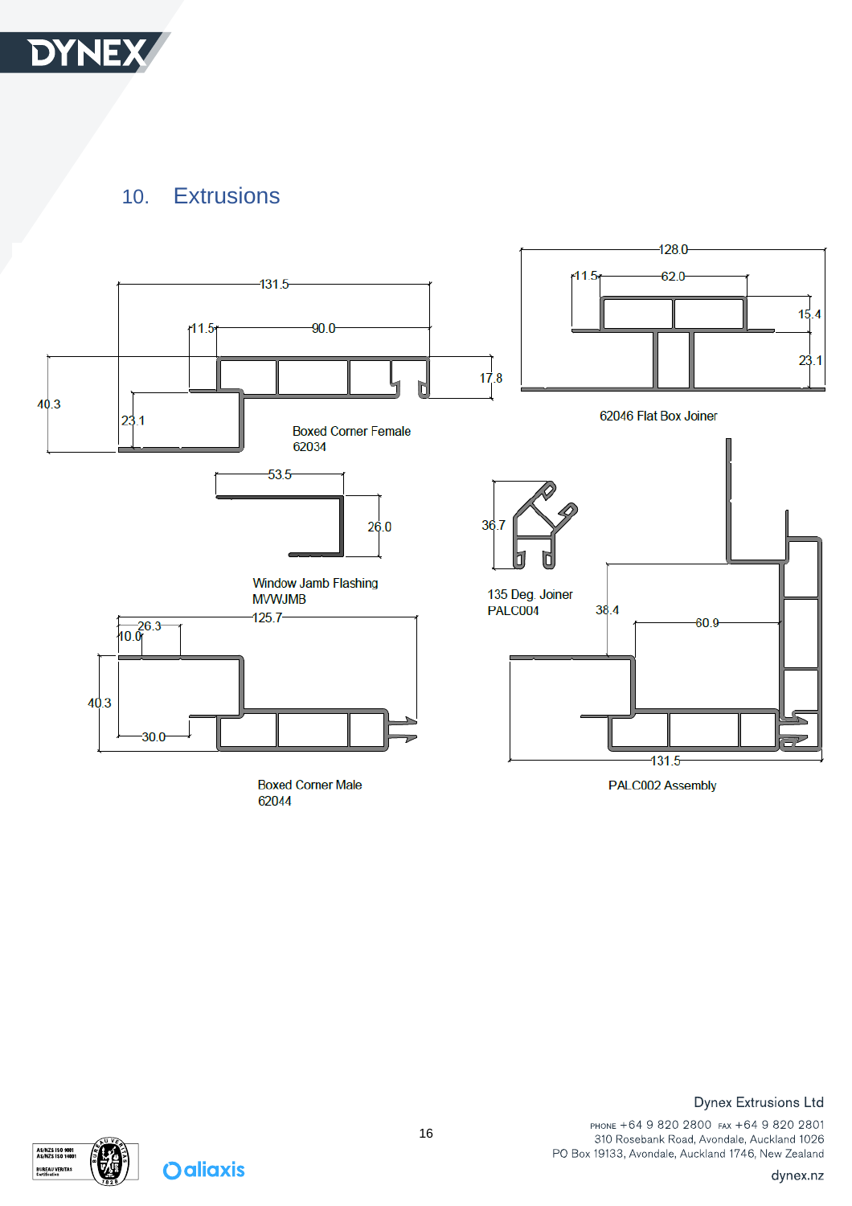## 10. Extrusions

131.5
11.5
90.0
40.3
23.1
17.8

Boxed Corner Female
62034

128.0
11.5
62.0
15.4
23.1

62046 Flat Box Joiner

53.5
26.0

Window Jamb Flashing
MVWJMB

36.7

135 Deg. Joiner
PALC004

125.7
26.3
10.0
40.3
30.0

Boxed Corner Male
62044

38.4
60.9
131.5

PALC002 Assembly

Dynex Extrusions Ltd

PHONE +64 9 820 2800 FAX +64 9 820 2801
310 Rosebank Road, Avondale, Auckland 1026
PO Box 19133, Avondale, Auckland 1746, New Zealand

dynex.nz